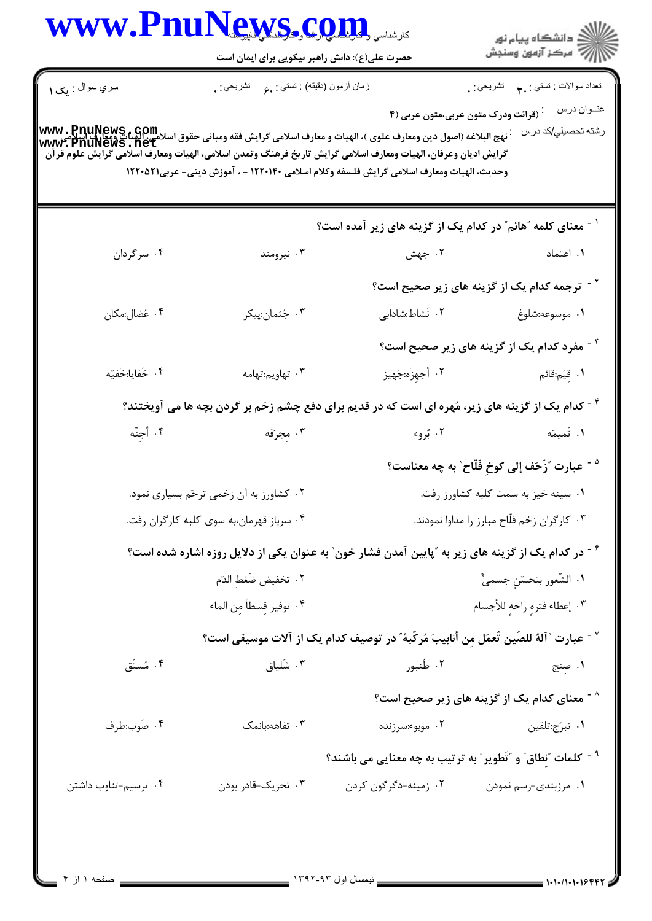کارشناسی و کارشناسی ارشد و کارشناسی ناپیوسته

حضرت علی(ع): دانش راهبر نیکویی برای ایمان است

سري سوال : یک ۱

زمان آزمون (دقیقه) : تستی : ۶۰  تشریحی : ۰

تعداد سوالات : تستی : ۳۰  تشریحی : ۰

عنــوان درس : (قرائت ودرک متون عربی،متون عربی (۴

رشته تحصيلي/کد درس : نهج البلاغه (اصول دین ومعارف علوی )، الهیات و معارف اسلامی گرایش فقه ومبانی حقوق اسلامی، الهیات ومعارف اسلامی گرایش ادیان وعرفان، الهیات ومعارف اسلامی گرایش تاریخ فرهنگ وتمدن اسلامی، الهیات ومعارف اسلامی گرایش علوم قرآن وحدیث، الهیات ومعارف اسلامی گرایش فلسفه وکلام اسلامی ۱۲۲۰۱۴۰ - ، آموزش دینی- عربی۱۲۲۰۵۲۱

۱- معنای کلمه "هائم" در کدام یک از گزینه های زیر آمده است؟

۱. اعتماد  ۲. جهش  ۳. نیرومند  ۴. سرگردان

۲- ترجمه کدام یک از گزینه های زیر صحیح است؟

۱. موسوعه:شلوغ  ۲. نَشاط:شادابی  ۳. جُثمان:پیکر  ۴. عُضال:مکان

۳- مفرد کدام یک از گزینه های زیر صحیح است؟

۱. قِیَم:قائم  ۲. أجهِزَه:جَهیز  ۳. تهاویم:تهامه  ۴. خَفایا:خَفیّه

۴- کدام یک از گزینه های زیر، مُهره ای است که در قدیم برای دفع چشم زخم بر گردن بچه ها می آویختند؟

۱. تَمیمَه  ۲. بُروء  ۳. مجرَفه  ۴. أجِنّه

۵- عبارت "زَحَف إلی کوخِ فَلّاح" به چه معناست؟

۱. سینه خیز به سمت کلبه کشاورز رفت.

۲. کشاورز به آن زخمی ترحّم بسیاری نمود.

۳. کارگران زخم فلّاح مبارز را مداوا نمودند.

۴. سرباز قهرمان،به سوی کلبه کارگران رفت.

۶- در کدام یک از گزینه های زیر به "پایین آمدن فشار خون" به عنوان یکی از دلایل روزه اشاره شده است؟

۱. الشّعور بتحسّنٍ جسميٍّ

۲. تخفیض ضَغطِ الدّم

۳. إعطاء فترهٍ راحهٍ للأجسام

۴. توفیر قِسطاً مِن الماء

۷- عبارت "آلهٌ للصّین تُعمَل مِن أنابیبَ مُرکّبهٌ" در توصیف کدام یک از آلات موسیقی است؟

۱. صِنج  ۲. طُنبور  ۳. شَلیاق  ۴. مُستَق

۸- معنای کدام یک از گزینه های زیر صحیح است؟

۱. تبرّج:تلقین  ۲. موبوء:سرزنده  ۳. تفاهه:بانمک  ۴. صَوب:طرف

۹- کلمات "نِطاق" و "تَطویر" به ترتیب به چه معنایی می باشند؟

۱. مرزبندی-رسم نمودن  ۲. زمینه-دگرگون کردن  ۳. تحریک-قادر بودن  ۴. ترسیم-تناوب داشتن

نیمسال اول ۹۳-۱۳۹۲

۱۰۱۰/۱۰۱۰۱۶۴۴۲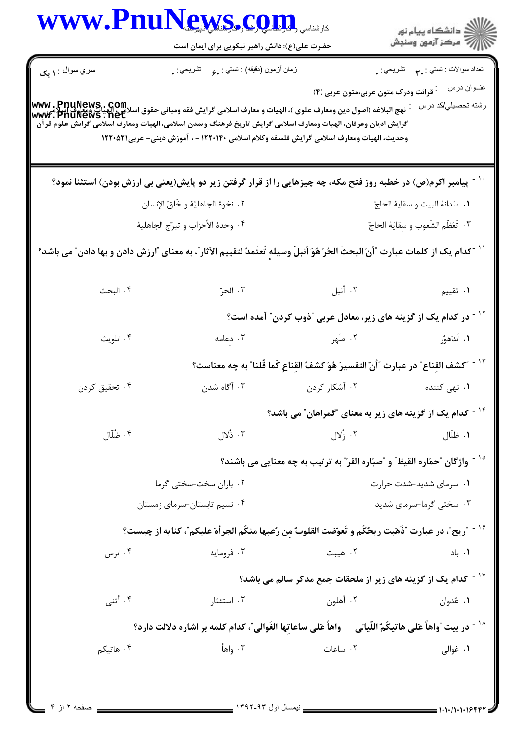سري سوال : ۱ یک

زمان آزمون (دقیقه) : تستی : ۶۰ تشریحی : ۰

تعداد سوالات : تستی : ۳۰ تشریحی : ۰

عنوان درس : قرائت ودرک متون عربی،متون عربی (۴)

رشته تحصیلی/کد درس : نهج البلاغه (اصول دین ومعارف علوی )، الهیات و معارف اسلامی گرایش فقه ومبانی حقوق اسلامی، الهیات ومعارف اسلامی گرایش ادیان وعرفان، الهیات ومعارف اسلامی گرایش تاریخ فرهنگ وتمدن اسلامی، الهیات ومعارف اسلامی گرایش علوم قرآن وحدیث، الهیات ومعارف اسلامی گرایش فلسفه وکلام اسلامی ۱۲۲۰۱۴۰ - ، آموزش دینی- عربی۱۲۲۰۵۲۱

۱۰ - پیامبر اکرم(ص) در خطبه روز فتح مکه، چه چیزهایی را از قرار گرفتن زیر دو پایش(یعنی بی ارزش بودن) استثنا نمود؟

۱. سَدانةُ البیت و سقایةُ الحاجّ

۲. نخوةُ الجاهلیّة و خَلقُ الإنسان

۳. تَعَظّم الشّعوب و سِقایَة الحاجّ

۴. وحدةُ الأحزاب و تبرّج الجاهلیة

۱۱ - کدام یک از کلمات عبارت "أنّ البحثَ الحرّ هُوَ أنبلُ وسیلهٍ تُعتَمدُ لتقییم الآثار"، به معنای "ارزش دادن و بها دادن" می باشد؟

۱. تقییم

۲. أنبل

۳. الحرّ

۴. البحث

۱۲ - در کدام یک از گزینه های زیر، معادل عربی "ذوب کردن" آمده است؟

۱. تَدَهوُر

۲. صَهر

۳. دِعامه

۴. تلویث

۱۳ - "کشف القِناع" در عبارت "أنّ التفسیرَ هُوَ کشفُ القِناعِ کَما قُلنا" به چه معناست؟

۱. نهی کننده

۲. آشکار کردن

۳. آگاه شدن

۴. تحقیق کردن

۱۴ - کدام یک از گزینه های زیر به معنای "گمراهان" می باشد؟

۱. ظلّال

۲. زُلال

۳. ذُلال

۴. ضُلّال

۱۵ - واژگان "حمّاره القیظ" و "صبّاره القرّ" به ترتیب به چه معنایی می باشند؟

۱. سرمای شدید-شدت حرارت

۲. باران سخت-سختی گرما

۳. سختی گرما-سرمای شدید

۴. نسیم تابستان-سرمای زمستان

۱۶ - "ریح"، در عبارت "ذَهَبت ریحُکُم و تَعوّضت القلوبُ مِن رُعبها منکُم الجرأهَ علیکم"، کنایه از چیست؟

۱. باد

۲. هیبت

۳. فرومایه

۴. ترس

۱۷ - کدام یک از گزینه های زیر از ملحقات جمع مذکر سالم می باشد؟

۱. عُدوان

۲. أهلون

۳. استئثار

۴. أثنی

۱۸ - در بیت "واهاً عَلی هاتیکُمُ اللّیالی     واهاً عَلی ساعاتِها الغَوالی"، کدام کلمه بر اشاره دلالت دارد؟

۱. غوالی

۲. ساعات

۳. واهاً

۴. هاتیکم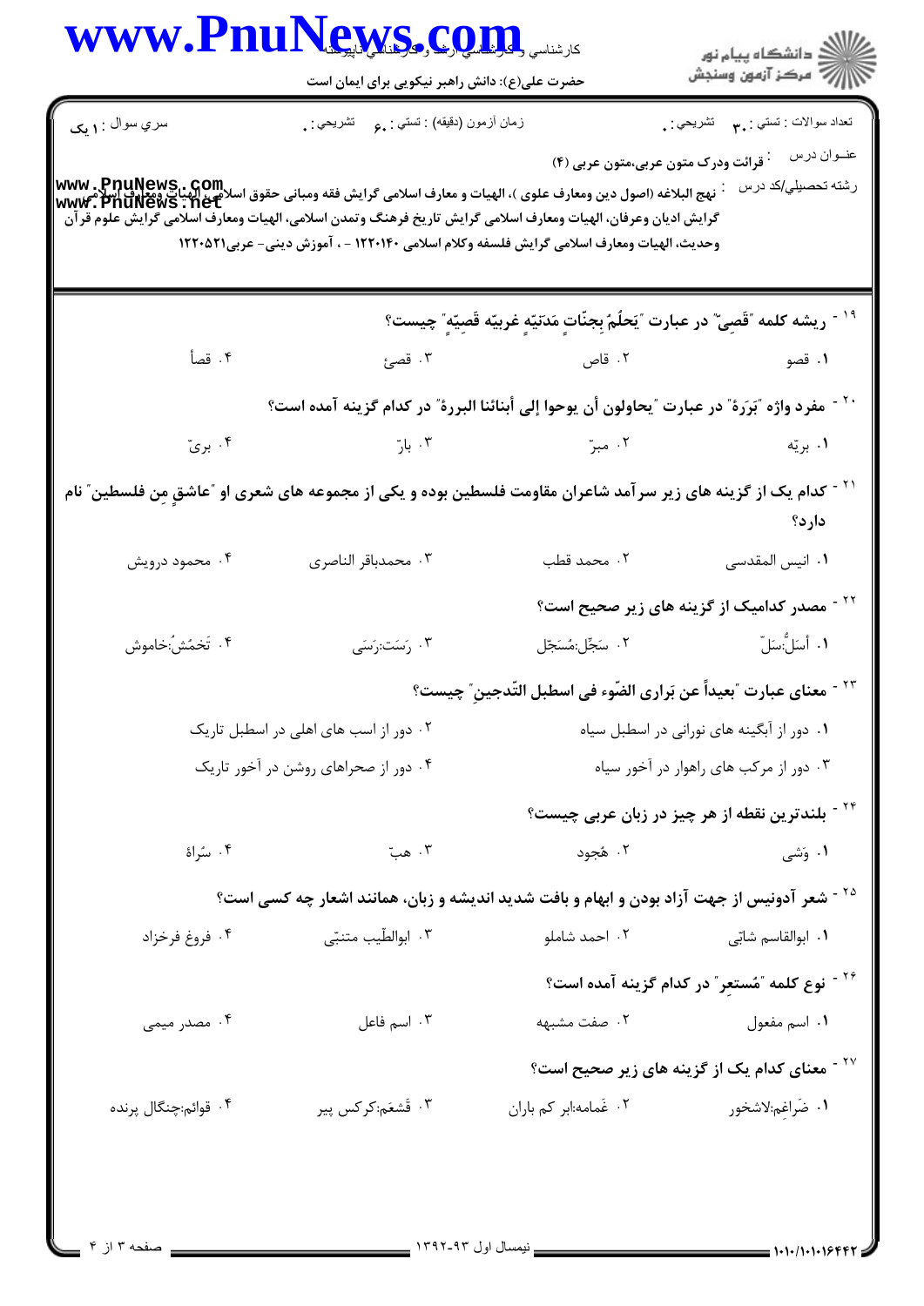کارشناسي و کارشناسي ارشد و کارشناسي ناپيوسته

حضرت علی(ع): دانش راهبر نیکویی برای ایمان است

دانشگاه پیام نور
مرکز آزمون وسنجش

سري سوال : ۱ یک

زمان آزمون (دقیقه) : تستي : ۶۰ تشريحي : ۰

تعداد سوالات : تستي : ۳۰ تشريحي : ۰

عنــوان درس : قرائت ودرک متون عربی،متون عربی (۴)

رشته تحصيلي/کد درس : نهج البلاغه (اصول دین ومعارف علوی )، الهیات و معارف اسلامی گرایش فقه ومبانی حقوق اسلامی، الهیات ومعارف اسلامی گرایش ادیان وعرفان، الهیات ومعارف اسلامی گرایش تاریخ فرهنگ وتمدن اسلامی، الهیات ومعارف اسلامی گرایش علوم قرآن وحدیث، الهیات ومعارف اسلامی گرایش فلسفه وکلام اسلامی ۱۲۲۰۱۴۰ - ، آموزش دینی- عربی۱۲۲۰۵۲۱

۱۹- ریشه کلمه "قَصِیّ" در عبارت "یَحلَمُ بِجنّاتٍ مَدنیّهٍ غربیّه قَصِیّهٍ" چیست؟

۱. قصو
۲. قاص
۳. قصئ
۴. قصأ

۲۰- مفرد واژه "بَرَرَة" در عبارت "یحاولون أن یوحوا إلی أبنائنا البررة" در کدام گزینه آمده است؟

۱. بریّه
۲. مبرّ
۳. بارّ
۴. بریّ

۲۱- کدام یک از گزینه های زیر سرآمد شاعران مقاومت فلسطین بوده و یکی از مجموعه های شعری او "عاشقٍ مِن فلسطین" نام دارد؟

۱. انیس المقدسی
۲. محمد قطب
۳. محمدباقر الناصری
۴. محمود درویش

۲۲- مصدر کدامیک از گزینه های زیر صحیح است؟

۱. أسَلَّ:سَلّ
۲. سَجِّل:مُسَجّل
۳. رَسَت:رَسَی
۴. تَخَمَّش:خاموش

۲۳- معنای عبارت "بعیداً عن بَراری الضّوء فی اسطبل التّدجین" چیست؟

۱. دور از آبگینه های نورانی در اسطبل سیاه
۲. دور از اسب های اهلی در اسطبل تاریک
۳. دور از مرکب های راهوار در آخور سیاه
۴. دور از صحراهای روشن در آخور تاریک

۲۴- بلندترین نقطه از هر چیز در زبان عربی چیست؟

۱. وَشی
۲. هُجود
۳. هبّ
۴. سُراة

۲۵- شعر آدونیس از جهت آزاد بودن و ابهام و بافت شدید اندیشه و زبان، همانند اشعار چه کسی است؟

۱. ابوالقاسم شابّی
۲. احمد شاملو
۳. ابوالطّیب متنبّی
۴. فروغ فرخزاد

۲۶- نوع کلمه "مُستعِر" در کدام گزینه آمده است؟

۱. اسم مفعول
۲. صفت مشبهه
۳. اسم فاعل
۴. مصدر میمی

۲۷- معنای کدام یک از گزینه های زیر صحیح است؟

۱. ضَراغِم:لاشخور
۲. غَمامه:ابر کم باران
۳. قَشعَم:کرکس پیر
۴. قوائم:چنگال پرنده

نیمسال اول ۹۳-۱۳۹۲

۱۰۱۰/۱۰۱۰۱۶۴۴۲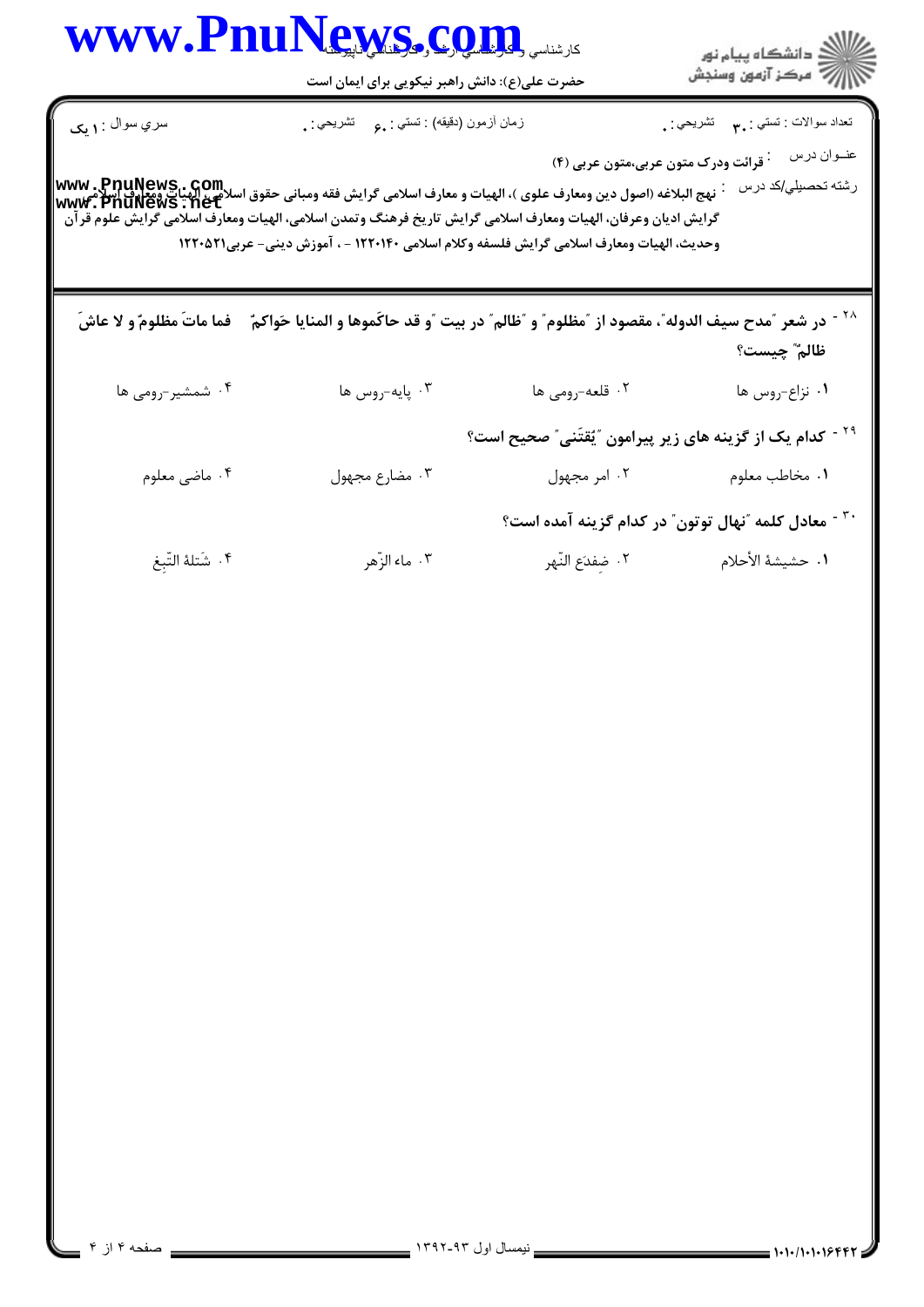سری سوال : ۱ یک

زمان آزمون (دقیقه) : تستی : ۶۰ تشریحی : ۰

تعداد سوالات : تستی : ۳۰ تشریحی : ۰

عنوان درس : قرائت ودرک متون عربی،متون عربی (۴)

رشته تحصیلی/کد درس : نهج البلاغه (اصول دین ومعارف علوی )، الهیات و معارف اسلامی گرایش فقه ومبانی حقوق اسلامی، الهیات ومعارف اسلامی گرایش ادیان وعرفان، الهیات ومعارف اسلامی گرایش تاریخ فرهنگ وتمدن اسلامی، الهیات ومعارف اسلامی گرایش علوم قرآن وحدیث، الهیات ومعارف اسلامی گرایش فلسفه وکلام اسلامی ۱۲۲۰۱۴۰ - ، آموزش دینی- عربی۱۲۲۰۵۲۱

۲۸ - در شعر "مدح سیف الدوله"، مقصود از "مظلوم" و "ظالم" در بیت "و قد حاکَموها و المنایا حَواکمٌ فما ماتَ مظلومٌ و لا عاشَ ظالمٌ" چیست؟

۱. نزاع-روس ها

۲. قلعه-رومی ها

۳. پایه-روس ها

۴. شمشیر-رومی ها

۲۹ - کدام یک از گزینه های زیر پیرامون "یُقتَنی" صحیح است؟

۱. مخاطب معلوم

۲. امر مجهول

۳. مضارع مجهول

۴. ماضی معلوم

۳۰ - معادل کلمه "نهال توتون" در کدام گزینه آمده است؟

۱. حشیشةُ الأحلام

۲. ضِفدَع النّهر

۳. ماء الزّهر

۴. شَتلةُ التّبغ